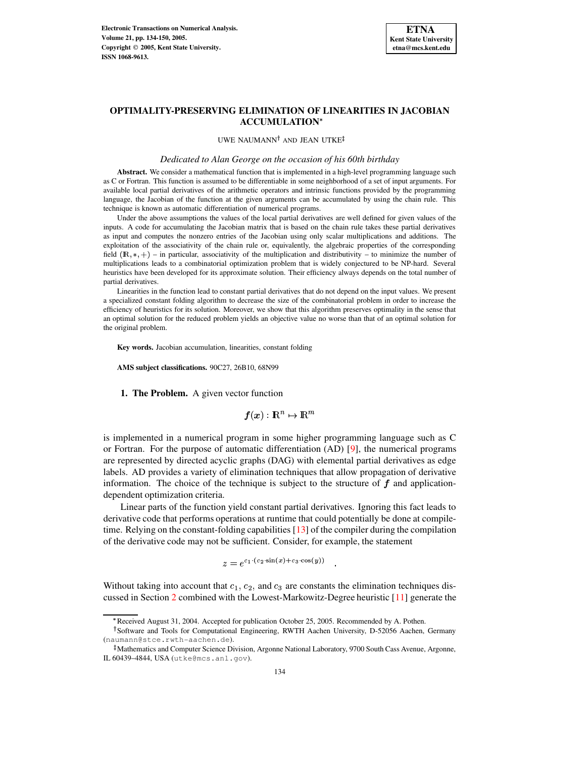# OPTIMALITY-PRESERVING ELIMINATION OF LINEARITIES IN JACOBIAN ACCUMULATION*

UWE NAUMANN† AND JEAN UTKE‡

*Dedicated to Alan George on the occasion of his 60th birthday*

**Abstract.** We consider a mathematical function that is implemented in a high-level programming language such as C or Fortran. This function is assumed to be differentiable in some neighborhood of a set of input arguments. For available local partial derivatives of the arithmetic operators and intrinsic functions provided by the programming language, the Jacobian of the function at the given arguments can be accumulated by using the chain rule. This technique is known as automatic differentiation of numerical programs.

Under the above assumptions the values of the local partial derivatives are well defined for given values of the inputs. A code for accumulating the Jacobian matrix that is based on the chain rule takes these partial derivatives as input and computes the nonzero entries of the Jacobian using only scalar multiplications and additions. The exploitation of the associativity of the chain rule or, equivalently, the algebraic properties of the corresponding field $(\mathbb{R}, *, +)$ – in particular, associativity of the multiplication and distributivity – to minimize the number of multiplications leads to a combinatorial optimization problem that is widely conjectured to be NP-hard. Several heuristics have been developed for its approximate solution. Their efficiency always depends on the total number of partial derivatives.

Linearities in the function lead to constant partial derivatives that do not depend on the input values. We present a specialized constant folding algorithm to decrease the size of the combinatorial problem in order to increase the efficiency of heuristics for its solution. Moreover, we show that this algorithm preserves optimality in the sense that an optimal solution for the reduced problem yields an objective value no worse than that of an optimal solution for the original problem.

**Key words.** Jacobian accumulation, linearities, constant folding

**AMS subject classifications.** 90C27, 26B10, 68N99

## 1. The Problem.

A given vector function

$$\boldsymbol{f}(\boldsymbol{x}) : \mathbb{R}^n \mapsto \mathbb{R}^m$$

is implemented in a numerical program in some higher programming language such as C or Fortran. For the purpose of automatic differentiation (AD) [9], the numerical programs are represented by directed acyclic graphs (DAG) with elemental partial derivatives as edge labels. AD provides a variety of elimination techniques that allow propagation of derivative information. The choice of the technique is subject to the structure of $\boldsymbol{f}$ and application-dependent optimization criteria.

Linear parts of the function yield constant partial derivatives. Ignoring this fact leads to derivative code that performs operations at runtime that could potentially be done at compile-time. Relying on the constant-folding capabilities [13] of the compiler during the compilation of the derivative code may not be sufficient. Consider, for example, the statement

$$z = e^{c_1 \cdot (c_2 \cdot \sin(x) + c_3 \cdot \cos(y))} \quad .$$

Without taking into account that $c_1$, $c_2$, and $c_3$ are constants the elimination techniques discussed in Section 2 combined with the Lowest-Markowitz-Degree heuristic [11] generate the

---

*Received August 31, 2004. Accepted for publication October 25, 2005. Recommended by A. Pothen.

†Software and Tools for Computational Engineering, RWTH Aachen University, D-52056 Aachen, Germany (naumann@stce.rwth-aachen.de).

‡Mathematics and Computer Science Division, Argonne National Laboratory, 9700 South Cass Avenue, Argonne, IL 60439–4844, USA (utke@mcs.anl.gov).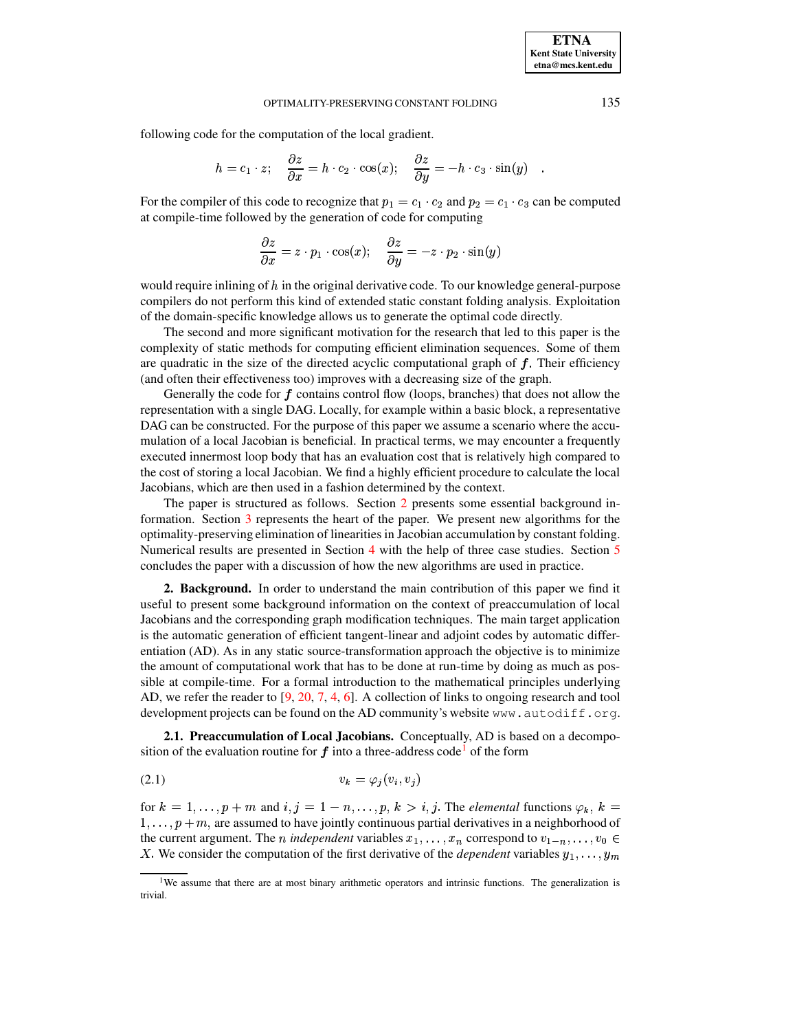following code for the computation of the local gradient.

$$h = c_1 \cdot z; \quad \frac{\partial z}{\partial x} = h \cdot c_2 \cdot \cos(x); \quad \frac{\partial z}{\partial y} = -h \cdot c_3 \cdot \sin(y) \quad .$$

For the compiler of this code to recognize that $p_1 = c_1 \cdot c_2$ and $p_2 = c_1 \cdot c_3$ can be computed at compile-time followed by the generation of code for computing

$$\frac{\partial z}{\partial x} = z \cdot p_1 \cdot \cos(x); \quad \frac{\partial z}{\partial y} = -z \cdot p_2 \cdot \sin(y)$$

would require inlining of $h$ in the original derivative code. To our knowledge general-purpose compilers do not perform this kind of extended static constant folding analysis. Exploitation of the domain-specific knowledge allows us to generate the optimal code directly.

The second and more significant motivation for the research that led to this paper is the complexity of static methods for computing efficient elimination sequences. Some of them are quadratic in the size of the directed acyclic computational graph of $\boldsymbol{f}$. Their efficiency (and often their effectiveness too) improves with a decreasing size of the graph.

Generally the code for $\boldsymbol{f}$ contains control flow (loops, branches) that does not allow the representation with a single DAG. Locally, for example within a basic block, a representative DAG can be constructed. For the purpose of this paper we assume a scenario where the accumulation of a local Jacobian is beneficial. In practical terms, we may encounter a frequently executed innermost loop body that has an evaluation cost that is relatively high compared to the cost of storing a local Jacobian. We find a highly efficient procedure to calculate the local Jacobians, which are then used in a fashion determined by the context.

The paper is structured as follows. Section 2 presents some essential background information. Section 3 represents the heart of the paper. We present new algorithms for the optimality-preserving elimination of linearities in Jacobian accumulation by constant folding. Numerical results are presented in Section 4 with the help of three case studies. Section 5 concludes the paper with a discussion of how the new algorithms are used in practice.

**2. Background.** In order to understand the main contribution of this paper we find it useful to present some background information on the context of preaccumulation of local Jacobians and the corresponding graph modification techniques. The main target application is the automatic generation of efficient tangent-linear and adjoint codes by automatic differentiation (AD). As in any static source-transformation approach the objective is to minimize the amount of computational work that has to be done at run-time by doing as much as possible at compile-time. For a formal introduction to the mathematical principles underlying AD, we refer the reader to [9, 20, 7, 4, 6]. A collection of links to ongoing research and tool development projects can be found on the AD community's website `www.autodiff.org`.

**2.1. Preaccumulation of Local Jacobians.** Conceptually, AD is based on a decomposition of the evaluation routine for $\boldsymbol{f}$ into a three-address code[1] of the form

$$v_k = \varphi_j(v_i, v_j) \tag{2.1}$$

for $k = 1, \ldots, p+m$ and $i, j = 1-n, \ldots, p$, $k > i, j$. The *elemental* functions $\varphi_k$, $k = 1, \ldots, p+m$, are assumed to have jointly continuous partial derivatives in a neighborhood of the current argument. The $n$ *independent* variables $x_1, \ldots, x_n$ correspond to $v_{1-n}, \ldots, v_0 \in X$. We consider the computation of the first derivative of the *dependent* variables $y_1, \ldots, y_m$

[1] We assume that there are at most binary arithmetic operators and intrinsic functions. The generalization is trivial.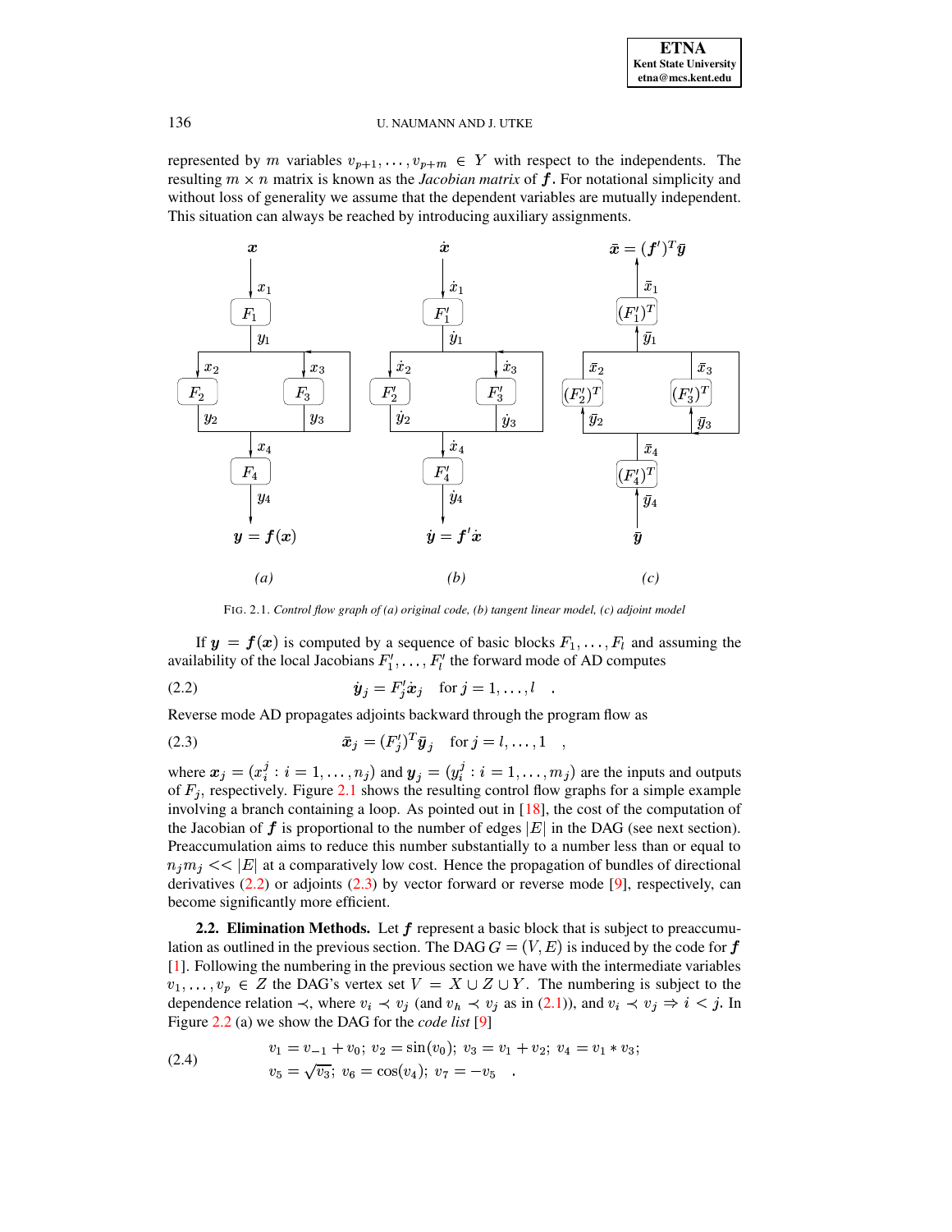represented by $m$ variables $v_{p+1}, \ldots, v_{p+m} \in Y$ with respect to the independents. The resulting $m \times n$ matrix is known as the *Jacobian matrix* of $\boldsymbol{f}$. For notational simplicity and without loss of generality we assume that the dependent variables are mutually independent. This situation can always be reached by introducing auxiliary assignments.

FIG. 2.1. *Control flow graph of (a) original code, (b) tangent linear model, (c) adjoint model*

If $\boldsymbol{y} = \boldsymbol{f}(\boldsymbol{x})$ is computed by a sequence of basic blocks $F_1, \ldots, F_l$ and assuming the availability of the local Jacobians $F_1', \ldots, F_l'$ the forward mode of AD computes

$$\dot{\boldsymbol{y}}_j = F_j' \dot{\boldsymbol{x}}_j \quad \text{for } j = 1, \ldots, l \quad . \tag{2.2}$$

Reverse mode AD propagates adjoints backward through the program flow as

$$\bar{\boldsymbol{x}}_j = (F_j')^T \bar{\boldsymbol{y}}_j \quad \text{for } j = l, \ldots, 1 \quad , \tag{2.3}$$

where $\boldsymbol{x}_j = (x_i^j : i = 1, \ldots, n_j)$ and $\boldsymbol{y}_j = (y_i^j : i = 1, \ldots, m_j)$ are the inputs and outputs of $F_j$, respectively. Figure 2.1 shows the resulting control flow graphs for a simple example involving a branch containing a loop. As pointed out in [18], the cost of the computation of the Jacobian of $\boldsymbol{f}$ is proportional to the number of edges $|E|$ in the DAG (see next section). Preaccumulation aims to reduce this number substantially to a number less than or equal to $n_j m_j << |E|$ at a comparatively low cost. Hence the propagation of bundles of directional derivatives (2.2) or adjoints (2.3) by vector forward or reverse mode [9], respectively, can become significantly more efficient.

**2.2. Elimination Methods.** Let $\boldsymbol{f}$ represent a basic block that is subject to preaccumulation as outlined in the previous section. The DAG $G = (V, E)$ is induced by the code for $\boldsymbol{f}$ [1]. Following the numbering in the previous section we have with the intermediate variables $v_1, \ldots, v_p \in Z$ the DAG's vertex set $V = X \cup Z \cup Y$. The numbering is subject to the dependence relation $\prec$, where $v_i \prec v_j$ (and $v_h \prec v_j$ as in (2.1)), and $v_i \prec v_j \Rightarrow i < j$. In Figure 2.2 (a) we show the DAG for the *code list* [9]

$$\begin{aligned} &v_1 = v_{-1} + v_0;\; v_2 = \sin(v_0);\; v_3 = v_1 + v_2;\; v_4 = v_1 * v_3; \\ &v_5 = \sqrt{v_3};\; v_6 = \cos(v_4);\; v_7 = -v_5 \quad . \end{aligned} \tag{2.4}$$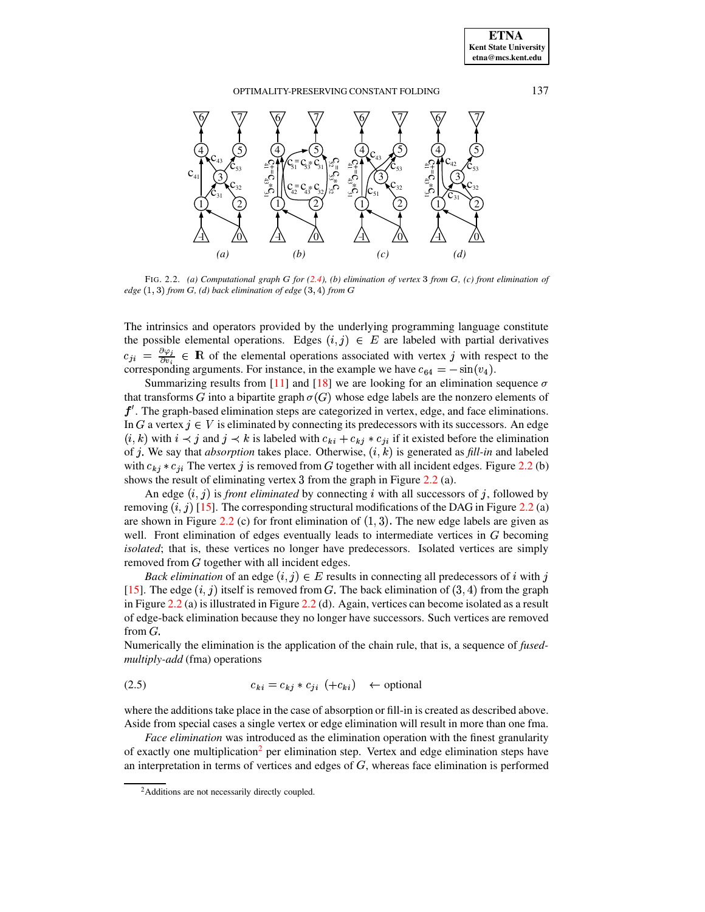FIG. 2.2. *(a) Computational graph G for (2.4), (b) elimination of vertex 3 from G, (c) front elimination of edge (1, 3) from G, (d) back elimination of edge (3, 4) from G*

The intrinsics and operators provided by the underlying programming language constitute the possible elemental operations. Edges $(i,j) \in E$ are labeled with partial derivatives $c_{ji} = \frac{\partial \varphi_j}{\partial v_i} \in \mathbb{R}$ of the elemental operations associated with vertex $j$ with respect to the corresponding arguments. For instance, in the example we have $c_{64} = -\sin(v_4)$.

Summarizing results from [11] and [18] we are looking for an elimination sequence $\sigma$ that transforms $G$ into a bipartite graph $\sigma(G)$ whose edge labels are the nonzero elements of $\boldsymbol{f}'$. The graph-based elimination steps are categorized in vertex, edge, and face eliminations. In $G$ a vertex $j \in V$ is eliminated by connecting its predecessors with its successors. An edge $(i,k)$ with $i \prec j$ and $j \prec k$ is labeled with $c_{ki} + c_{kj} * c_{ji}$ if it existed before the elimination of $j$. We say that *absorption* takes place. Otherwise, $(i,k)$ is generated as *fill-in* and labeled with $c_{kj} * c_{ji}$ The vertex $j$ is removed from $G$ together with all incident edges. Figure 2.2 (b) shows the result of eliminating vertex 3 from the graph in Figure 2.2 (a).

An edge $(i,j)$ is *front eliminated* by connecting $i$ with all successors of $j$, followed by removing $(i,j)$ [15]. The corresponding structural modifications of the DAG in Figure 2.2 (a) are shown in Figure 2.2 (c) for front elimination of $(1,3)$. The new edge labels are given as well. Front elimination of edges eventually leads to intermediate vertices in $G$ becoming *isolated*; that is, these vertices no longer have predecessors. Isolated vertices are simply removed from $G$ together with all incident edges.

*Back elimination* of an edge $(i,j) \in E$ results in connecting all predecessors of $i$ with $j$ [15]. The edge $(i,j)$ itself is removed from $G$. The back elimination of $(3,4)$ from the graph in Figure 2.2 (a) is illustrated in Figure 2.2 (d). Again, vertices can become isolated as a result of edge-back elimination because they no longer have successors. Such vertices are removed from $G$.

Numerically the elimination is the application of the chain rule, that is, a sequence of *fused-multiply-add* (fma) operations

$$c_{ki} = c_{kj} * c_{ji} \ \ (+c_{ki}) \quad \leftarrow \text{optional} \tag{2.5}$$

where the additions take place in the case of absorption or fill-in is created as described above. Aside from special cases a single vertex or edge elimination will result in more than one fma.

*Face elimination* was introduced as the elimination operation with the finest granularity of exactly one multiplication[2] per elimination step. Vertex and edge elimination steps have an interpretation in terms of vertices and edges of $G$, whereas face elimination is performed

[2] Additions are not necessarily directly coupled.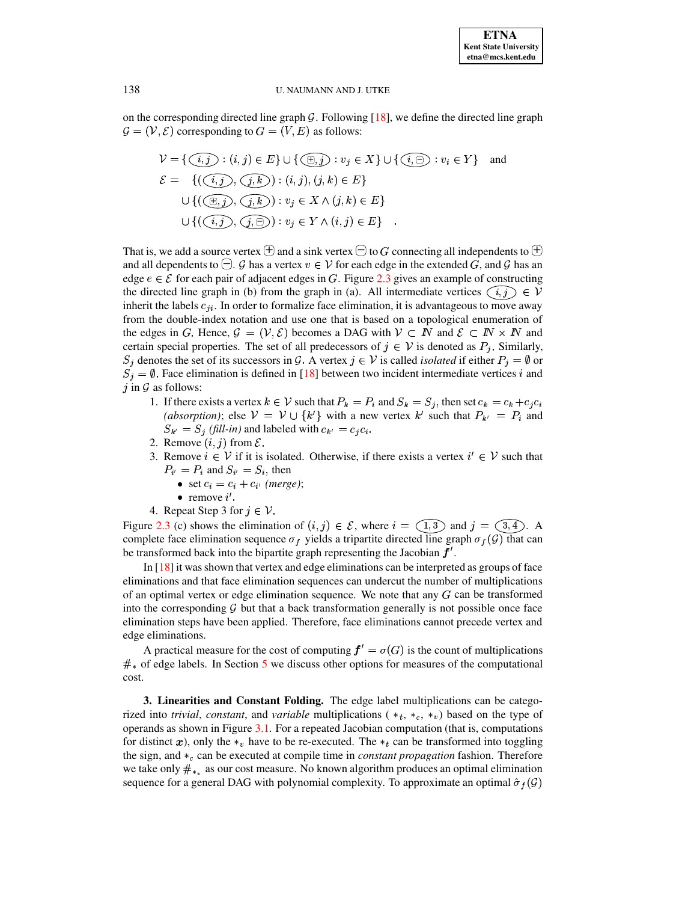on the corresponding directed line graph $\mathcal{G}$. Following [18], we define the directed line graph $\mathcal{G} = (\mathcal{V}, \mathcal{E})$ corresponding to $G = (V, E)$ as follows:

$$
\begin{aligned}
\mathcal{V} &= \{ \textcircled{i,j} : (i,j) \in E \} \cup \{ \textcircled{\oplus,j} : v_j \in X \} \cup \{ \textcircled{i,\ominus} : v_i \in Y \} \quad \text{and} \\
\mathcal{E} &= \quad \{ (\textcircled{i,j}, \textcircled{j,k}) : (i,j), (j,k) \in E \} \\
&\quad \cup \{ (\textcircled{\oplus,j}, \textcircled{j,k}) : v_j \in X \wedge (j,k) \in E \} \\
&\quad \cup \{ (\textcircled{i,j}, \textcircled{j,\ominus}) : v_j \in Y \wedge (i,j) \in E \} \quad .
\end{aligned}
$$

That is, we add a source vertex $\oplus$ and a sink vertex $\ominus$ to $G$ connecting all independents to $\oplus$ and all dependents to $\ominus$. $\mathcal{G}$ has a vertex $v \in \mathcal{V}$ for each edge in the extended $G$, and $\mathcal{G}$ has an edge $e \in \mathcal{E}$ for each pair of adjacent edges in $G$. Figure 2.3 gives an example of constructing the directed line graph in (b) from the graph in (a). All intermediate vertices $\textcircled{i,j} \in \mathcal{V}$ inherit the labels $c_{ji}$. In order to formalize face elimination, it is advantageous to move away from the double-index notation and use one that is based on a topological enumeration of the edges in $G$. Hence, $\mathcal{G} = (\mathcal{V}, \mathcal{E})$ becomes a DAG with $\mathcal{V} \subset I\!N$ and $\mathcal{E} \subset I\!N \times I\!N$ and certain special properties. The set of all predecessors of $j \in \mathcal{V}$ is denoted as $P_j$. Similarly, $S_j$ denotes the set of its successors in $\mathcal{G}$. A vertex $j \in \mathcal{V}$ is called *isolated* if either $P_j = \emptyset$ or $S_j = \emptyset$. Face elimination is defined in [18] between two incident intermediate vertices $i$ and $j$ in $\mathcal{G}$ as follows:

1. If there exists a vertex $k \in \mathcal{V}$ such that $P_k = P_i$ and $S_k = S_j$, then set $c_k = c_k + c_j c_i$ *(absorption)*; else $\mathcal{V} = \mathcal{V} \cup \{k'\}$ with a new vertex $k'$ such that $P_{k'} = P_i$ and $S_{k'} = S_j$ *(fill-in)* and labeled with $c_{k'} = c_j c_i$.
2. Remove $(i,j)$ from $\mathcal{E}$.
3. Remove $i \in \mathcal{V}$ if it is isolated. Otherwise, if there exists a vertex $i' \in \mathcal{V}$ such that $P_{i'} = P_i$ and $S_{i'} = S_i$, then
   - set $c_i = c_i + c_{i'}$ *(merge)*;
   - remove $i'$.
4. Repeat Step 3 for $j \in \mathcal{V}$.

Figure 2.3 (c) shows the elimination of $(i,j) \in \mathcal{E}$, where $i = \textcircled{1,3}$ and $j = \textcircled{3,4}$. A complete face elimination sequence $\sigma_f$ yields a tripartite directed line graph $\sigma_f(\mathcal{G})$ that can be transformed back into the bipartite graph representing the Jacobian $\boldsymbol{f}'$.

In [18] it was shown that vertex and edge eliminations can be interpreted as groups of face eliminations and that face elimination sequences can undercut the number of multiplications of an optimal vertex or edge elimination sequence. We note that any $G$ can be transformed into the corresponding $\mathcal{G}$ but that a back transformation generally is not possible once face elimination steps have been applied. Therefore, face eliminations cannot precede vertex and edge eliminations.

A practical measure for the cost of computing $\boldsymbol{f}' = \sigma(G)$ is the count of multiplications $\#_*$ of edge labels. In Section 5 we discuss other options for measures of the computational cost.

## 3. Linearities and Constant Folding.

The edge label multiplications can be categorized into *trivial*, *constant*, and *variable* multiplications ( $*_t$, $*_c$, $*_v$) based on the type of operands as shown in Figure 3.1. For a repeated Jacobian computation (that is, computations for distinct $\boldsymbol{x}$), only the $*_v$ have to be re-executed. The $*_t$ can be transformed into toggling the sign, and $*_c$ can be executed at compile time in *constant propagation* fashion. Therefore we take only $\#_{*_v}$ as our cost measure. No known algorithm produces an optimal elimination sequence for a general DAG with polynomial complexity. To approximate an optimal $\hat{\sigma}_f(\mathcal{G})$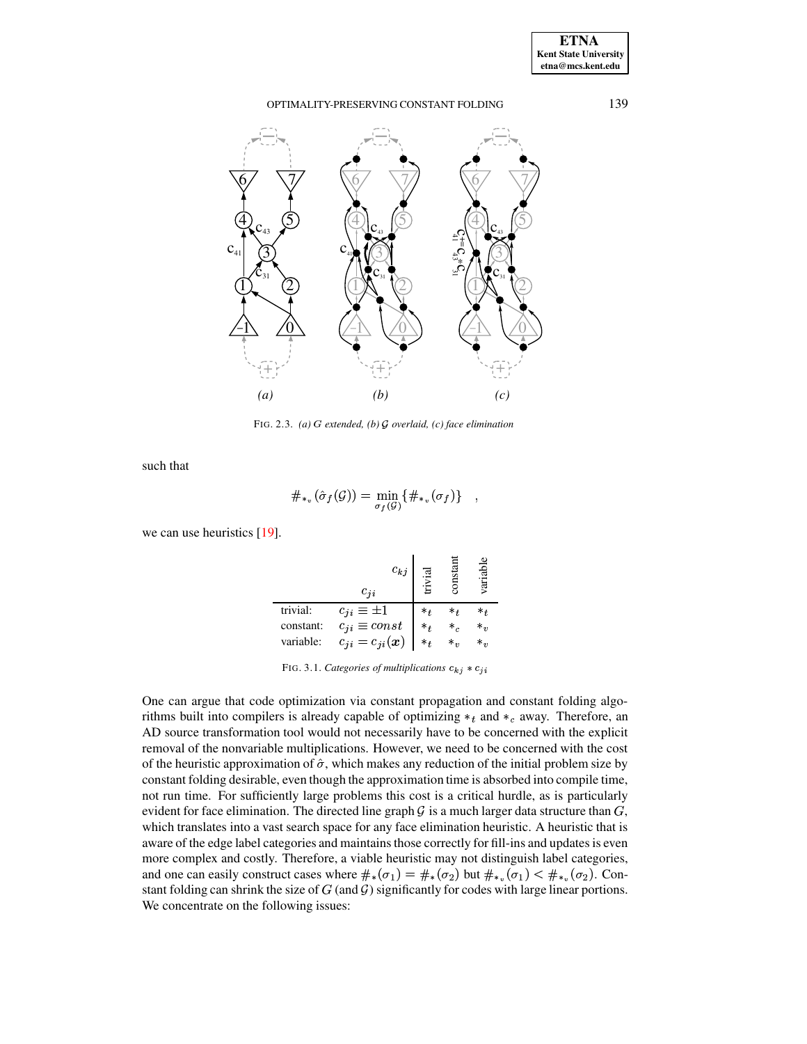FIG. 2.3. *(a) G extended, (b) $\mathcal{G}$ overlaid, (c) face elimination*

such that

$$\#_{*_v}(\hat{\sigma}_f(\mathcal{G})) = \min_{\sigma_f(\mathcal{G})} \{\#_{*_v}(\sigma_f)\} \quad ,$$

we can use heuristics [19].

| $c_{ji}$ \ $c_{kj}$ | | trivial | constant | variable |
|---|---|---|---|---|
| trivial: | $c_{ji} \equiv \pm 1$ | $*_t$ | $*_t$ | $*_t$ |
| constant: | $c_{ji} \equiv const$ | $*_t$ | $*_c$ | $*_v$ |
| variable: | $c_{ji} = c_{ji}(\boldsymbol{x})$ | $*_t$ | $*_v$ | $*_v$ |

FIG. 3.1. *Categories of multiplications $c_{kj} * c_{ji}$*

One can argue that code optimization via constant propagation and constant folding algorithms built into compilers is already capable of optimizing $*_t$ and $*_c$ away. Therefore, an AD source transformation tool would not necessarily have to be concerned with the explicit removal of the nonvariable multiplications. However, we need to be concerned with the cost of the heuristic approximation of $\hat{\sigma}$, which makes any reduction of the initial problem size by constant folding desirable, even though the approximation time is absorbed into compile time, not run time. For sufficiently large problems this cost is a critical hurdle, as is particularly evident for face elimination. The directed line graph $\mathcal{G}$ is a much larger data structure than $G$, which translates into a vast search space for any face elimination heuristic. A heuristic that is aware of the edge label categories and maintains those correctly for fill-ins and updates is even more complex and costly. Therefore, a viable heuristic may not distinguish label categories, and one can easily construct cases where $\#_*(\sigma_1) = \#_*(\sigma_2)$ but $\#_{*_v}(\sigma_1) < \#_{*_v}(\sigma_2)$. Constant folding can shrink the size of $G$ (and $\mathcal{G}$) significantly for codes with large linear portions. We concentrate on the following issues: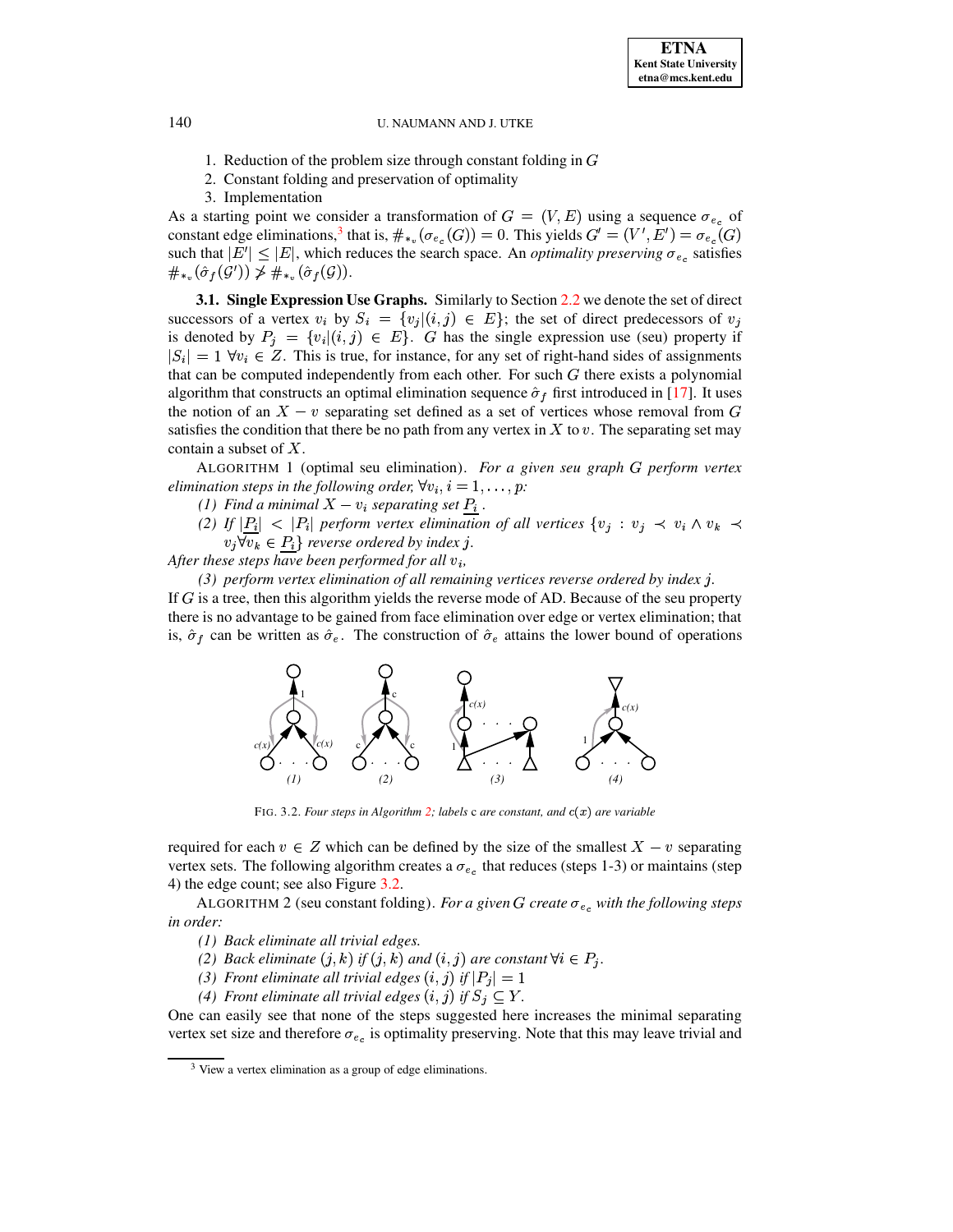1. Reduction of the problem size through constant folding in $G$
2. Constant folding and preservation of optimality
3. Implementation

As a starting point we consider a transformation of $G = (V, E)$ using a sequence $\sigma_{e_c}$ of constant edge eliminations,[3] that is, $\#_{*_v}(\sigma_{e_c}(G)) = 0$. This yields $G' = (V', E') = \sigma_{e_c}(G)$ such that $|E'| \leq |E|$, which reduces the search space. An *optimality preserving* $\sigma_{e_c}$ satisfies $\#_{*_v}(\hat{\sigma}_f(\mathcal{G}')) \not> \#_{*_v}(\hat{\sigma}_f(\mathcal{G}))$.

**3.1. Single Expression Use Graphs.** Similarly to Section 2.2 we denote the set of direct successors of a vertex $v_i$ by $S_i = \{v_j | (i,j) \in E\}$; the set of direct predecessors of $v_j$ is denoted by $P_j = \{v_i | (i,j) \in E\}$. $G$ has the single expression use (seu) property if $|S_i| = 1 \; \forall v_i \in Z$. This is true, for instance, for any set of right-hand sides of assignments that can be computed independently from each other. For such $G$ there exists a polynomial algorithm that constructs an optimal elimination sequence $\hat{\sigma}_f$ first introduced in [17]. It uses the notion of an $X - v$ separating set defined as a set of vertices whose removal from $G$ satisfies the condition that there be no path from any vertex in $X$ to $v$. The separating set may contain a subset of $X$.

ALGORITHM 1 (optimal seu elimination). *For a given seu graph $G$ perform vertex elimination steps in the following order, $\forall v_i, i = 1, \ldots, p$:*

*(1) Find a minimal $X - v_i$ separating set $\underline{P_i}$.*

*(2) If $|\underline{P_i}| < |P_i|$ perform vertex elimination of all vertices $\{v_j : v_j \prec v_i \wedge v_k \prec v_j \forall v_k \in \underline{P_i}\}$ reverse ordered by index $j$.*

*After these steps have been performed for all $v_i$,*

*(3) perform vertex elimination of all remaining vertices reverse ordered by index $j$.*

If $G$ is a tree, then this algorithm yields the reverse mode of AD. Because of the seu property there is no advantage to be gained from face elimination over edge or vertex elimination; that is, $\hat{\sigma}_f$ can be written as $\hat{\sigma}_e$. The construction of $\hat{\sigma}_e$ attains the lower bound of operations required for each $v \in Z$ which can be defined by the size of the smallest $X - v$ separating vertex sets. The following algorithm creates a $\sigma_{e_c}$ that reduces (steps 1-3) or maintains (step 4) the edge count; see also Figure 3.2.

FIG. 3.2. *Four steps in Algorithm 2; labels* c *are constant, and $c(x)$ are variable*

ALGORITHM 2 (seu constant folding). *For a given $G$ create $\sigma_{e_c}$ with the following steps in order:*

*(1) Back eliminate all trivial edges.*

*(2) Back eliminate $(j, k)$ if $(j, k)$ and $(i, j)$ are constant $\forall i \in P_j$.*

*(3) Front eliminate all trivial edges $(i, j)$ if $|P_j| = 1$*

*(4) Front eliminate all trivial edges $(i, j)$ if $S_j \subseteq Y$.*

One can easily see that none of the steps suggested here increases the minimal separating vertex set size and therefore $\sigma_{e_c}$ is optimality preserving. Note that this may leave trivial and

[3] View a vertex elimination as a group of edge eliminations.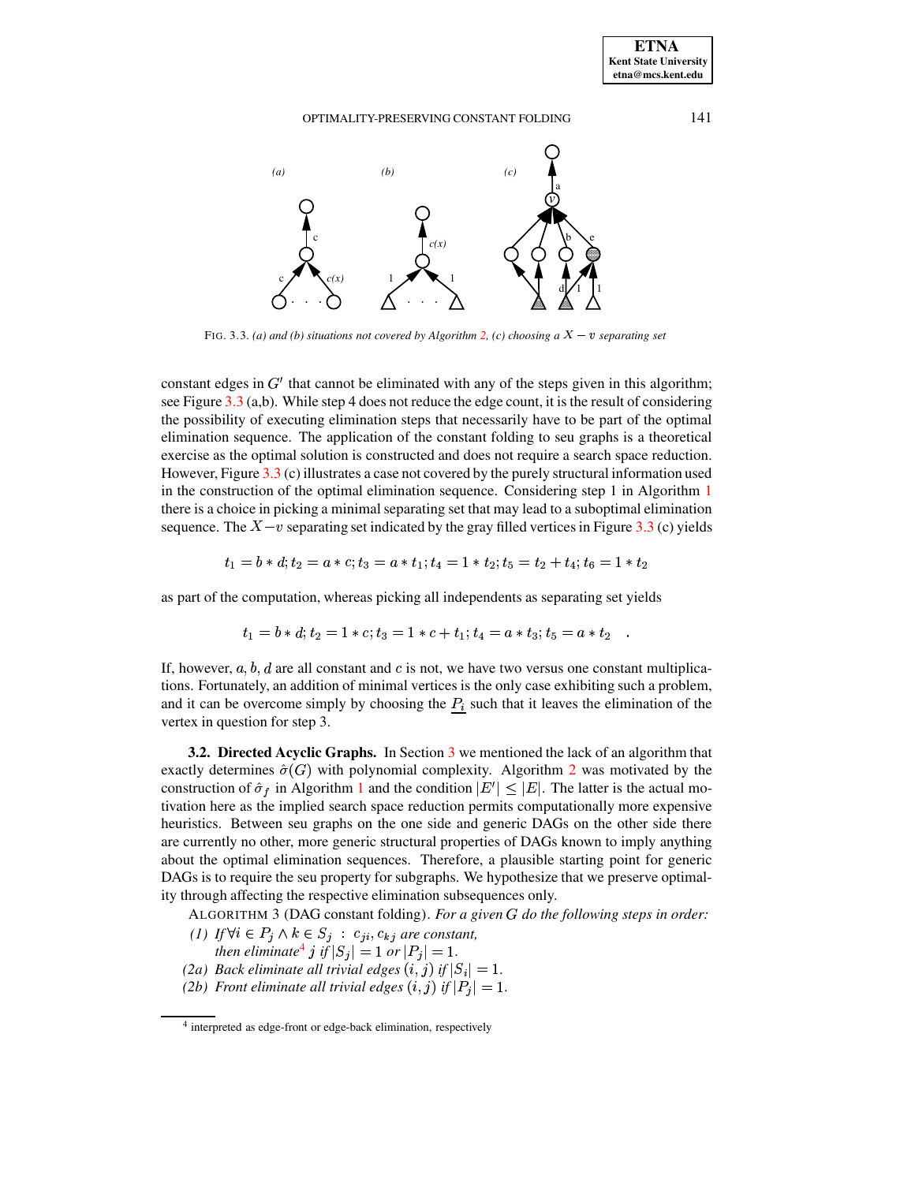FIG. 3.3. *(a) and (b) situations not covered by Algorithm 2, (c) choosing a $X - v$ separating set*

constant edges in $G'$ that cannot be eliminated with any of the steps given in this algorithm; see Figure 3.3 (a,b). While step 4 does not reduce the edge count, it is the result of considering the possibility of executing elimination steps that necessarily have to be part of the optimal elimination sequence. The application of the constant folding to seu graphs is a theoretical exercise as the optimal solution is constructed and does not require a search space reduction. However, Figure 3.3 (c) illustrates a case not covered by the purely structural information used in the construction of the optimal elimination sequence. Considering step 1 in Algorithm 1 there is a choice in picking a minimal separating set that may lead to a suboptimal elimination sequence. The $X-v$ separating set indicated by the gray filled vertices in Figure 3.3 (c) yields

$$t_1 = b * d; t_2 = a * c; t_3 = a * t_1; t_4 = 1 * t_2; t_5 = t_2 + t_4; t_6 = 1 * t_2$$

as part of the computation, whereas picking all independents as separating set yields

$$t_1 = b * d; t_2 = 1 * c; t_3 = 1 * c + t_1; t_4 = a * t_3; t_5 = a * t_2 \quad .$$

If, however, $a, b, d$ are all constant and $c$ is not, we have two versus one constant multiplications. Fortunately, an addition of minimal vertices is the only case exhibiting such a problem, and it can be overcome simply by choosing the $\underline{P_i}$ such that it leaves the elimination of the vertex in question for step 3.

**3.2. Directed Acyclic Graphs.** In Section 3 we mentioned the lack of an algorithm that exactly determines $\hat{\sigma}(G)$ with polynomial complexity. Algorithm 2 was motivated by the construction of $\hat{\sigma}_f$ in Algorithm 1 and the condition $|E'| \le |E|$. The latter is the actual motivation here as the implied search space reduction permits computationally more expensive heuristics. Between seu graphs on the one side and generic DAGs on the other side there are currently no other, more generic structural properties of DAGs known to imply anything about the optimal elimination sequences. Therefore, a plausible starting point for generic DAGs is to require the seu property for subgraphs. We hypothesize that we preserve optimality through affecting the respective elimination subsequences only.

ALGORITHM 3 (DAG constant folding). *For a given $G$ do the following steps in order:*

*(1) If $\forall i \in P_j \wedge k \in S_j$ : $c_{ji}, c_{kj}$ are constant, then eliminate[4] $j$ if $|S_j| = 1$ or $|P_j| = 1$.*

*(2a) Back eliminate all trivial edges $(i, j)$ if $|S_i| = 1$.*

*(2b) Front eliminate all trivial edges $(i, j)$ if $|P_j| = 1$.*

[4] interpreted as edge-front or edge-back elimination, respectively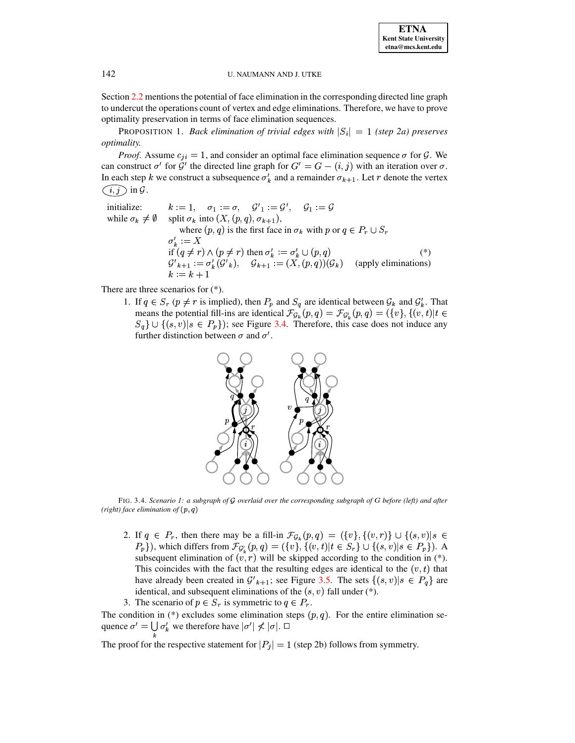Section 2.2 mentions the potential of face elimination in the corresponding directed line graph to undercut the operations count of vertex and edge eliminations. Therefore, we have to prove optimality preservation in terms of face elimination sequences.

PROPOSITION 1. *Back elimination of trivial edges with $|S_i| = 1$ (step 2a) preserves optimality.*

*Proof.* Assume $c_{ji} = 1$, and consider an optimal face elimination sequence $\sigma$ for $\mathcal{G}$. We can construct $\sigma'$ for $\mathcal{G}'$ the directed line graph for $G' = G - (i, j)$ with an iteration over $\sigma$. In each step $k$ we construct a subsequence $\sigma'_k$ and a remainder $\sigma_{k+1}$. Let $r$ denote the vertex $(i,j)$ in $\mathcal{G}$.

```
initialize:      k := 1,   σ_1 := σ,   G'_1 := G',   G_1 := G
while σ_k ≠ ∅    split σ_k into (X, (p,q), σ_{k+1}),
                     where (p,q) is the first face in σ_k with p or q ∈ P_r ∪ S_r
                 σ'_k := X
                 if (q ≠ r) ∧ (p ≠ r) then σ'_k := σ'_k ∪ (p,q)              (*)
                 G'_{k+1} := σ'_k(G'_k),   G_{k+1} := (X,(p,q))(G_k)   (apply eliminations)
                 k := k + 1
```

There are three scenarios for (\*).

1. If $q \in S_r$ ($p \neq r$ is implied), then $P_p$ and $S_q$ are identical between $\mathcal{G}_k$ and $\mathcal{G}'_k$. That means the potential fill-ins are identical $\mathcal{F}_{\mathcal{G}_k}(p,q) = \mathcal{F}_{\mathcal{G}'_k}(p,q) = (\{v\}, \{(v,t)|t \in S_q\} \cup \{(s,v)|s \in P_p\})$; see Figure 3.4. Therefore, this case does not induce any further distinction between $\sigma$ and $\sigma'$.

FIG. 3.4. *Scenario 1: a subgraph of $\mathcal{G}$ overlaid over the corresponding subgraph of $G$ before (left) and after (right) face elimination of $(p,q)$*

2. If $q \in P_r$, then there may be a fill-in $\mathcal{F}_{\mathcal{G}_k}(p,q) = (\{v\}, \{(v,r)\} \cup \{(s,v)|s \in P_p\})$, which differs from $\mathcal{F}_{\mathcal{G}'_k}(p,q) = (\{v\}, \{(v,t)|t \in S_r\} \cup \{(s,v)|s \in P_p\})$. A subsequent elimination of $(v,r)$ will be skipped according to the condition in (\*). This coincides with the fact that the resulting edges are identical to the $(v,t)$ that have already been created in $\mathcal{G}'_{k+1}$; see Figure 3.5. The sets $\{(s,v)|s \in P_q\}$ are identical, and subsequent eliminations of the $(s,v)$ fall under (\*).
3. The scenario of $p \in S_r$ is symmetric to $q \in P_r$.

The condition in (\*) excludes some elimination steps $(p,q)$. For the entire elimination sequence $\sigma' = \bigcup_k \sigma'_k$ we therefore have $|\sigma'| \not< |\sigma|$. $\square$

The proof for the respective statement for $|P_j| = 1$ (step 2b) follows from symmetry.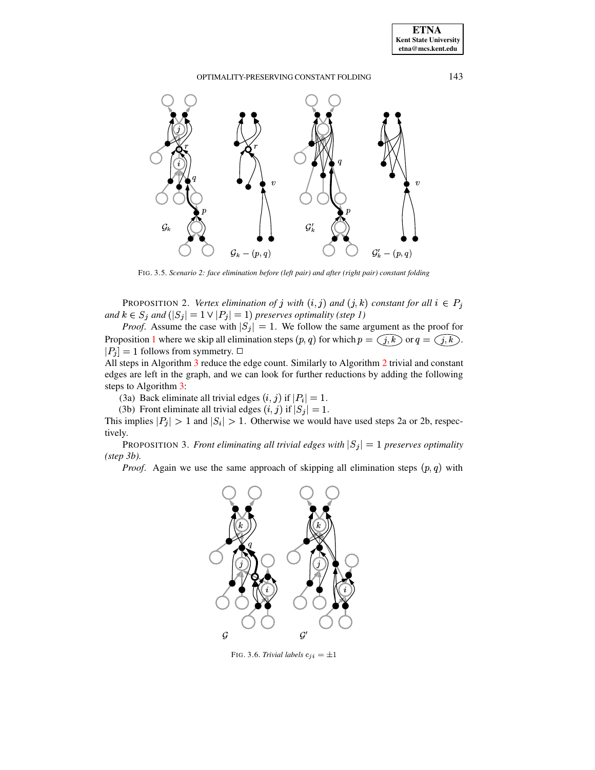FIG. 3.5. *Scenario 2: face elimination before (left pair) and after (right pair) constant folding*

PROPOSITION 2. *Vertex elimination of $j$ with $(i,j)$ and $(j,k)$ constant for all $i \in P_j$ and $k \in S_j$ and $(|S_j| = 1 \vee |P_j| = 1)$ preserves optimality (step 1)*

*Proof.* Assume the case with $|S_j| = 1$. We follow the same argument as the proof for Proposition 1 where we skip all elimination steps $(p,q)$ for which $p = (j,k)$ or $q = (j,k)$. $|P_j| = 1$ follows from symmetry. □

All steps in Algorithm 3 reduce the edge count. Similarly to Algorithm 2 trivial and constant edges are left in the graph, and we can look for further reductions by adding the following steps to Algorithm 3:

(3a) Back eliminate all trivial edges $(i,j)$ if $|P_i| = 1$.

(3b) Front eliminate all trivial edges $(i,j)$ if $|S_j| = 1$.

This implies $|P_j| > 1$ and $|S_i| > 1$. Otherwise we would have used steps 2a or 2b, respectively.

PROPOSITION 3. *Front eliminating all trivial edges with $|S_j| = 1$ preserves optimality (step 3b).*

*Proof.* Again we use the same approach of skipping all elimination steps $(p,q)$ with

FIG. 3.6. *Trivial labels* $c_{ji} = \pm 1$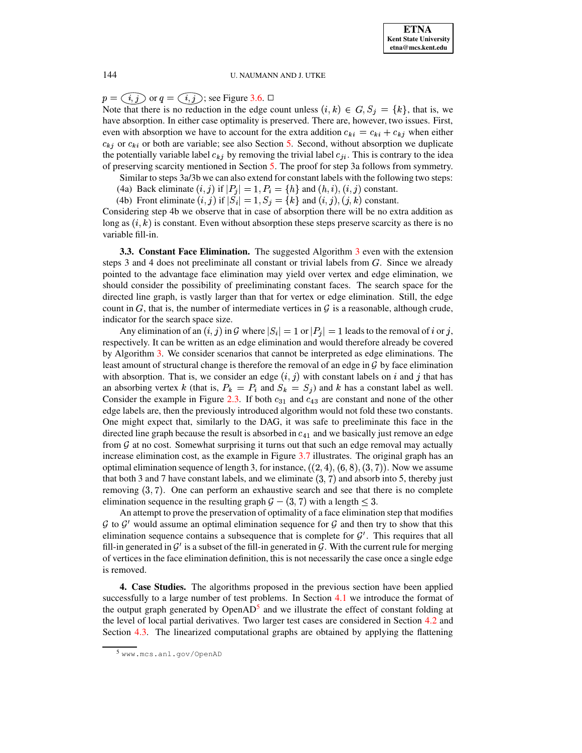$p = \textcircled{i,j}$ or $q = \textcircled{i,j}$; see Figure 3.6. □

Note that there is no reduction in the edge count unless $(i,k) \in G, S_j = \{k\}$, that is, we have absorption. In either case optimality is preserved. There are, however, two issues. First, even with absorption we have to account for the extra addition $c_{ki} = c_{ki} + c_{kj}$ when either $c_{kj}$ or $c_{ki}$ or both are variable; see also Section 5. Second, without absorption we duplicate the potentially variable label $c_{kj}$ by removing the trivial label $c_{ji}$. This is contrary to the idea of preserving scarcity mentioned in Section 5. The proof for step 3a follows from symmetry.

Similar to steps 3a/3b we can also extend for constant labels with the following two steps:

(4a) Back eliminate $(i,j)$ if $|P_j| = 1, P_i = \{h\}$ and $(h,i), (i,j)$ constant.

(4b) Front eliminate $(i,j)$ if $|S_i| = 1, S_j = \{k\}$ and $(i,j), (j,k)$ constant.

Considering step 4b we observe that in case of absorption there will be no extra addition as long as $(i,k)$ is constant. Even without absorption these steps preserve scarcity as there is no variable fill-in.

**3.3. Constant Face Elimination.** The suggested Algorithm 3 even with the extension steps 3 and 4 does not preeliminate all constant or trivial labels from $G$. Since we already pointed to the advantage face elimination may yield over vertex and edge elimination, we should consider the possibility of preeliminating constant faces. The search space for the directed line graph, is vastly larger than that for vertex or edge elimination. Still, the edge count in $G$, that is, the number of intermediate vertices in $\mathcal{G}$ is a reasonable, although crude, indicator for the search space size.

Any elimination of an $(i,j)$ in $\mathcal{G}$ where $|S_i| = 1$ or $|P_j| = 1$ leads to the removal of $i$ or $j$, respectively. It can be written as an edge elimination and would therefore already be covered by Algorithm 3. We consider scenarios that cannot be interpreted as edge eliminations. The least amount of structural change is therefore the removal of an edge in $\mathcal{G}$ by face elimination with absorption. That is, we consider an edge $(i,j)$ with constant labels on $i$ and $j$ that has an absorbing vertex $k$ (that is, $P_k = P_i$ and $S_k = S_j$) and $k$ has a constant label as well. Consider the example in Figure 2.3. If both $c_{31}$ and $c_{43}$ are constant and none of the other edge labels are, then the previously introduced algorithm would not fold these two constants. One might expect that, similarly to the DAG, it was safe to preeliminate this face in the directed line graph because the result is absorbed in $c_{41}$ and we basically just remove an edge from $\mathcal{G}$ at no cost. Somewhat surprising it turns out that such an edge removal may actually increase elimination cost, as the example in Figure 3.7 illustrates. The original graph has an optimal elimination sequence of length 3, for instance, $((2,4),(6,8),(3,7))$. Now we assume that both 3 and 7 have constant labels, and we eliminate $(3,7)$ and absorb into 5, thereby just removing $(3,7)$. One can perform an exhaustive search and see that there is no complete elimination sequence in the resulting graph $\mathcal{G} - (3,7)$ with a length $\leq 3$.

An attempt to prove the preservation of optimality of a face elimination step that modifies $\mathcal{G}$ to $\mathcal{G}'$ would assume an optimal elimination sequence for $\mathcal{G}$ and then try to show that this elimination sequence contains a subsequence that is complete for $\mathcal{G}'$. This requires that all fill-in generated in $\mathcal{G}'$ is a subset of the fill-in generated in $\mathcal{G}$. With the current rule for merging of vertices in the face elimination definition, this is not necessarily the case once a single edge is removed.

**4. Case Studies.** The algorithms proposed in the previous section have been applied successfully to a large number of test problems. In Section 4.1 we introduce the format of the output graph generated by OpenAD[5] and we illustrate the effect of constant folding at the level of local partial derivatives. Two larger test cases are considered in Section 4.2 and Section 4.3. The linearized computational graphs are obtained by applying the flattening

[5] www.mcs.anl.gov/OpenAD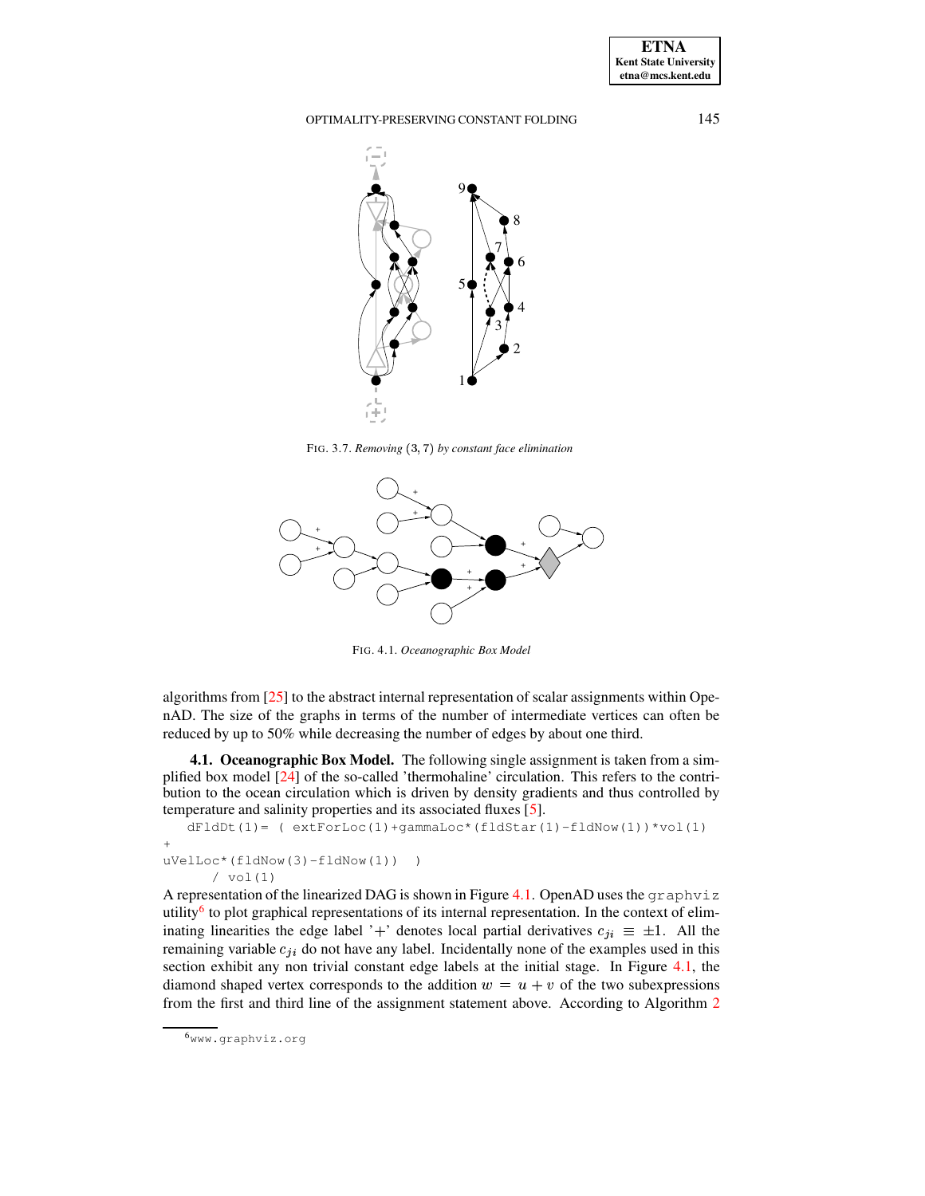FIG. 3.7. *Removing* $(3, 7)$ *by constant face elimination*

FIG. 4.1. *Oceanographic Box Model*

algorithms from [25] to the abstract internal representation of scalar assignments within OpenAD. The size of the graphs in terms of the number of intermediate vertices can often be reduced by up to 50% while decreasing the number of edges by about one third.

**4.1. Oceanographic Box Model.** The following single assignment is taken from a simplified box model [24] of the so-called 'thermohaline' circulation. This refers to the contribution to the ocean circulation which is driven by density gradients and thus controlled by temperature and salinity properties and its associated fluxes [5].

```
   dFldDt(1)= ( extForLoc(1)+gammaLoc*(fldStar(1)-fldNow(1))*vol(1)
+
uVelLoc*(fldNow(3)-fldNow(1))  )
      / vol(1)
```

A representation of the linearized DAG is shown in Figure 4.1. OpenAD uses the graphviz utility[6] to plot graphical representations of its internal representation. In the context of eliminating linearities the edge label '+' denotes local partial derivatives $c_{ji} \equiv \pm 1$. All the remaining variable $c_{ji}$ do not have any label. Incidentally none of the examples used in this section exhibit any non trivial constant edge labels at the initial stage. In Figure 4.1, the diamond shaped vertex corresponds to the addition $w = u + v$ of the two subexpressions from the first and third line of the assignment statement above. According to Algorithm 2

[6] www.graphviz.org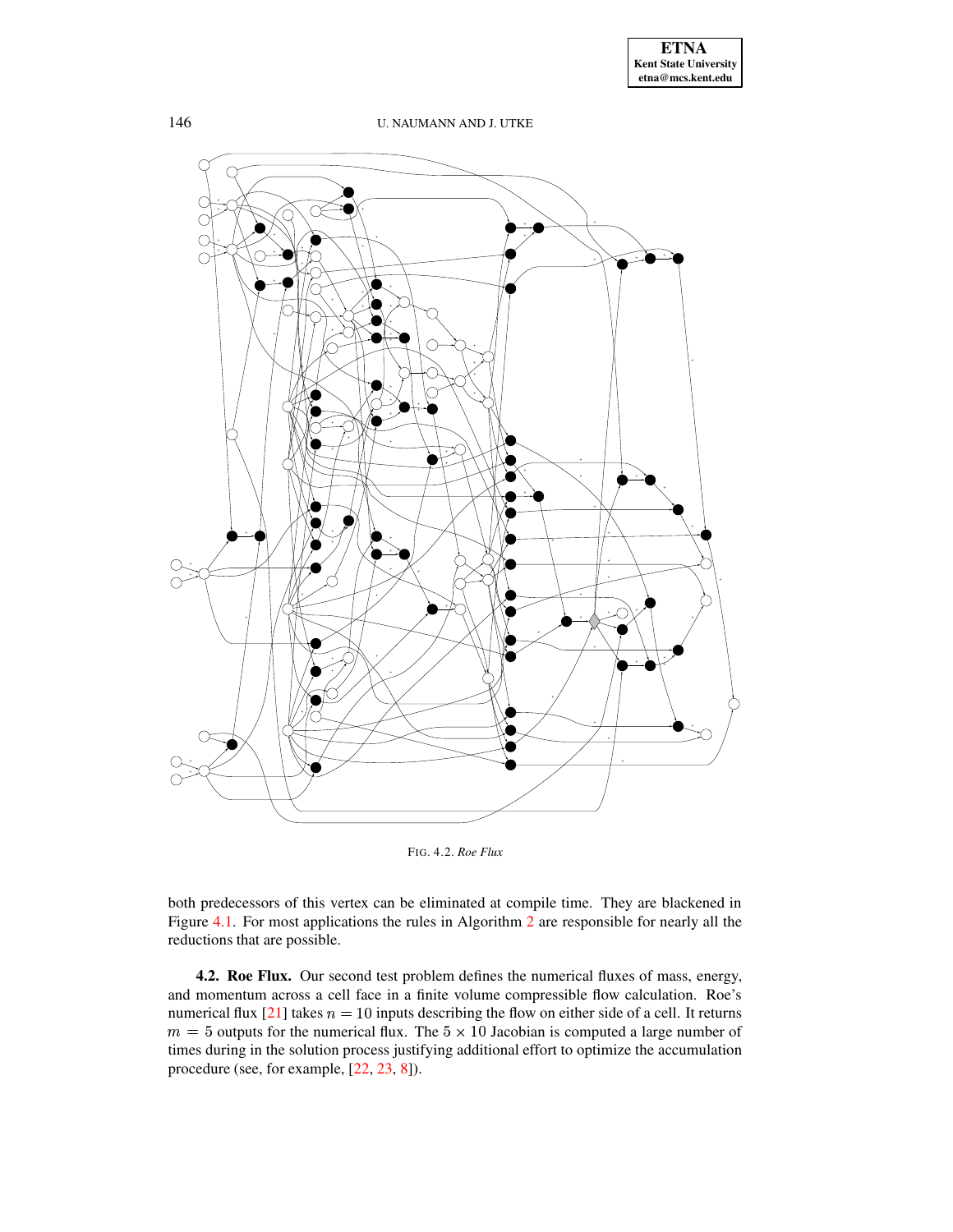FIG. 4.2. *Roe Flux*

both predecessors of this vertex can be eliminated at compile time. They are blackened in Figure 4.1. For most applications the rules in Algorithm 2 are responsible for nearly all the reductions that are possible.

**4.2. Roe Flux.** Our second test problem defines the numerical fluxes of mass, energy, and momentum across a cell face in a finite volume compressible flow calculation. Roe's numerical flux [21] takes $n = 10$ inputs describing the flow on either side of a cell. It returns $m = 5$ outputs for the numerical flux. The $5 \times 10$ Jacobian is computed a large number of times during in the solution process justifying additional effort to optimize the accumulation procedure (see, for example, [22, 23, 8]).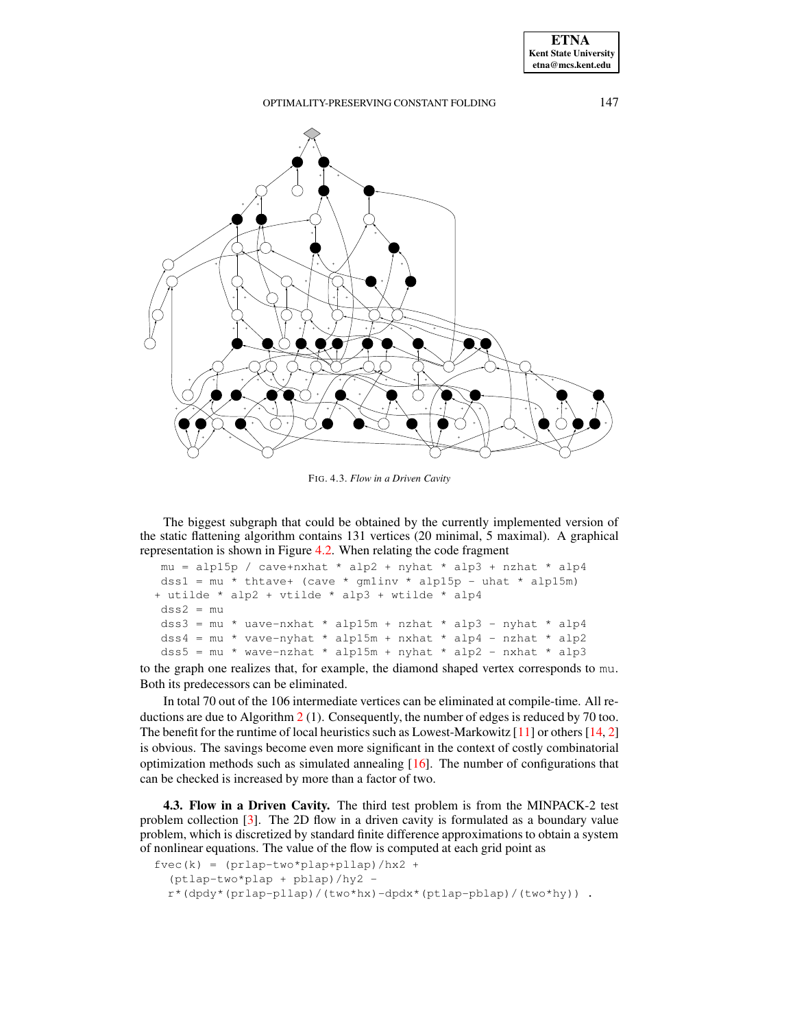FIG. 4.3. *Flow in a Driven Cavity*

The biggest subgraph that could be obtained by the currently implemented version of the static flattening algorithm contains 131 vertices (20 minimal, 5 maximal). A graphical representation is shown in Figure 4.2. When relating the code fragment

```
mu = alp15p / cave+nxhat * alp2 + nyhat * alp3 + nzhat * alp4
dss1 = mu * thtave+ (cave * gmlinv * alp15p - uhat * alp15m)
+ utilde * alp2 + vtilde * alp3 + wtilde * alp4
dss2 = mu
dss3 = mu * uave-nxhat * alp15m + nzhat * alp3 - nyhat * alp4
dss4 = mu * vave-nyhat * alp15m + nxhat * alp4 - nzhat * alp2
dss5 = mu * wave-nzhat * alp15m + nyhat * alp2 - nxhat * alp3
```

to the graph one realizes that, for example, the diamond shaped vertex corresponds to `mu`. Both its predecessors can be eliminated.

In total 70 out of the 106 intermediate vertices can be eliminated at compile-time. All reductions are due to Algorithm 2 (1). Consequently, the number of edges is reduced by 70 too. The benefit for the runtime of local heuristics such as Lowest-Markowitz [11] or others [14, 2] is obvious. The savings become even more significant in the context of costly combinatorial optimization methods such as simulated annealing [16]. The number of configurations that can be checked is increased by more than a factor of two.

**4.3. Flow in a Driven Cavity.** The third test problem is from the MINPACK-2 test problem collection [3]. The 2D flow in a driven cavity is formulated as a boundary value problem, which is discretized by standard finite difference approximations to obtain a system of nonlinear equations. The value of the flow is computed at each grid point as

```
fvec(k) = (prlap-two*plap+pllap)/hx2 +
  (ptlap-two*plap + pblap)/hy2 -
  r*(dpdy*(prlap-pllap)/(two*hx)-dpdx*(ptlap-pblap)/(two*hy)) .
```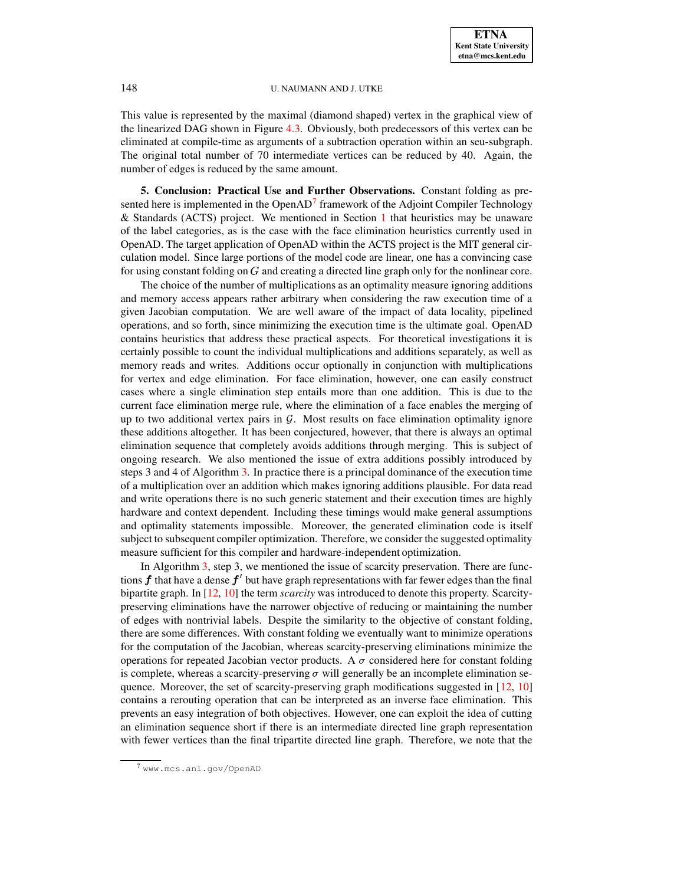This value is represented by the maximal (diamond shaped) vertex in the graphical view of the linearized DAG shown in Figure 4.3. Obviously, both predecessors of this vertex can be eliminated at compile-time as arguments of a subtraction operation within an seu-subgraph. The original total number of 70 intermediate vertices can be reduced by 40. Again, the number of edges is reduced by the same amount.

**5. Conclusion: Practical Use and Further Observations.** Constant folding as presented here is implemented in the OpenAD[7] framework of the Adjoint Compiler Technology & Standards (ACTS) project. We mentioned in Section 1 that heuristics may be unaware of the label categories, as is the case with the face elimination heuristics currently used in OpenAD. The target application of OpenAD within the ACTS project is the MIT general circulation model. Since large portions of the model code are linear, one has a convincing case for using constant folding on $G$ and creating a directed line graph only for the nonlinear core.

The choice of the number of multiplications as an optimality measure ignoring additions and memory access appears rather arbitrary when considering the raw execution time of a given Jacobian computation. We are well aware of the impact of data locality, pipelined operations, and so forth, since minimizing the execution time is the ultimate goal. OpenAD contains heuristics that address these practical aspects. For theoretical investigations it is certainly possible to count the individual multiplications and additions separately, as well as memory reads and writes. Additions occur optionally in conjunction with multiplications for vertex and edge elimination. For face elimination, however, one can easily construct cases where a single elimination step entails more than one addition. This is due to the current face elimination merge rule, where the elimination of a face enables the merging of up to two additional vertex pairs in $\mathcal{G}$. Most results on face elimination optimality ignore these additions altogether. It has been conjectured, however, that there is always an optimal elimination sequence that completely avoids additions through merging. This is subject of ongoing research. We also mentioned the issue of extra additions possibly introduced by steps 3 and 4 of Algorithm 3. In practice there is a principal dominance of the execution time of a multiplication over an addition which makes ignoring additions plausible. For data read and write operations there is no such generic statement and their execution times are highly hardware and context dependent. Including these timings would make general assumptions and optimality statements impossible. Moreover, the generated elimination code is itself subject to subsequent compiler optimization. Therefore, we consider the suggested optimality measure sufficient for this compiler and hardware-independent optimization.

In Algorithm 3, step 3, we mentioned the issue of scarcity preservation. There are functions $\boldsymbol{f}$ that have a dense $\boldsymbol{f}'$ but have graph representations with far fewer edges than the final bipartite graph. In [12, 10] the term *scarcity* was introduced to denote this property. Scarcity-preserving eliminations have the narrower objective of reducing or maintaining the number of edges with nontrivial labels. Despite the similarity to the objective of constant folding, there are some differences. With constant folding we eventually want to minimize operations for the computation of the Jacobian, whereas scarcity-preserving eliminations minimize the operations for repeated Jacobian vector products. A $\sigma$ considered here for constant folding is complete, whereas a scarcity-preserving $\sigma$ will generally be an incomplete elimination sequence. Moreover, the set of scarcity-preserving graph modifications suggested in [12, 10] contains a rerouting operation that can be interpreted as an inverse face elimination. This prevents an easy integration of both objectives. However, one can exploit the idea of cutting an elimination sequence short if there is an intermediate directed line graph representation with fewer vertices than the final tripartite directed line graph. Therefore, we note that the

[7] www.mcs.anl.gov/OpenAD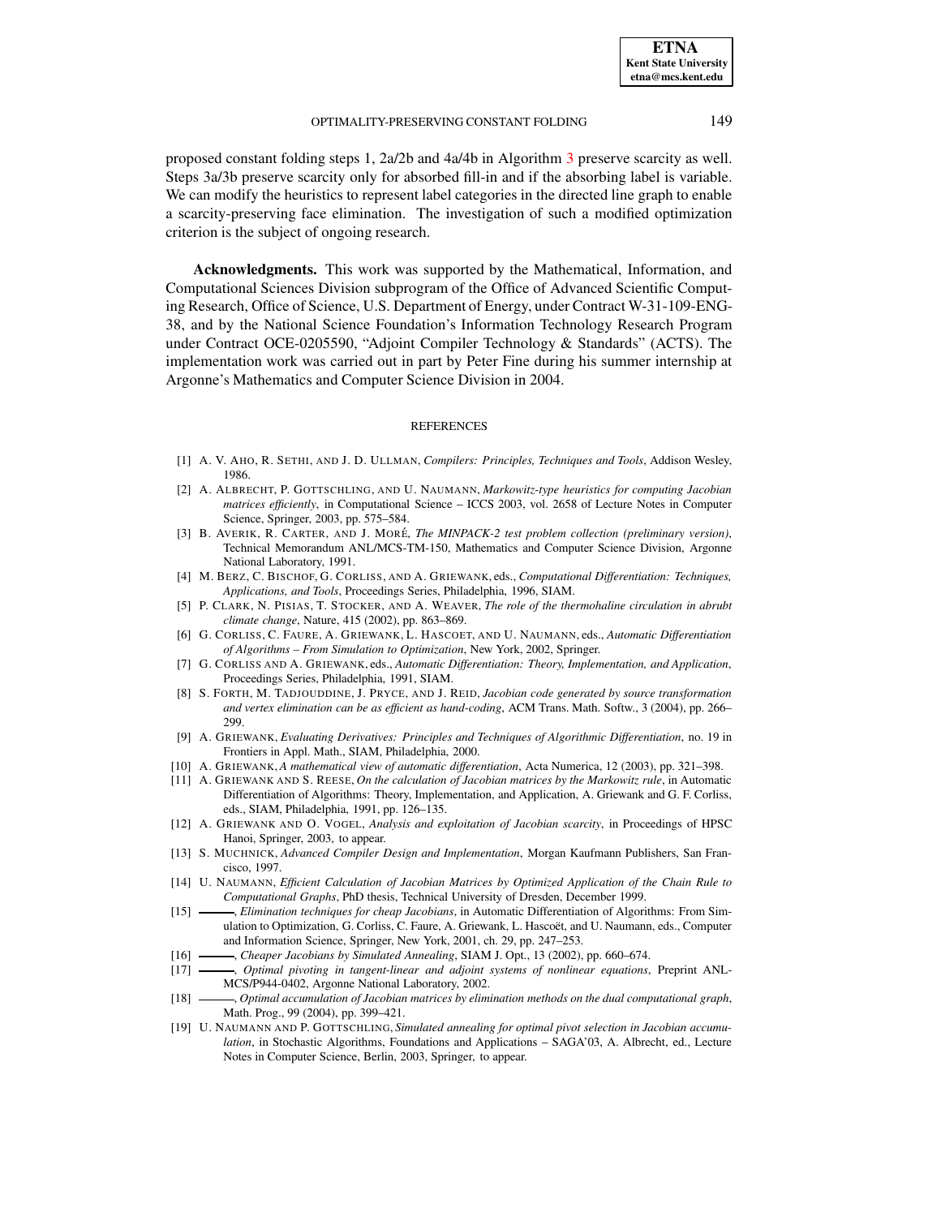proposed constant folding steps 1, 2a/2b and 4a/4b in Algorithm 3 preserve scarcity as well. Steps 3a/3b preserve scarcity only for absorbed fill-in and if the absorbing label is variable. We can modify the heuristics to represent label categories in the directed line graph to enable a scarcity-preserving face elimination. The investigation of such a modified optimization criterion is the subject of ongoing research.

**Acknowledgments.** This work was supported by the Mathematical, Information, and Computational Sciences Division subprogram of the Office of Advanced Scientific Computing Research, Office of Science, U.S. Department of Energy, under Contract W-31-109-ENG-38, and by the National Science Foundation's Information Technology Research Program under Contract OCE-0205590, "Adjoint Compiler Technology & Standards" (ACTS). The implementation work was carried out in part by Peter Fine during his summer internship at Argonne's Mathematics and Computer Science Division in 2004.

## REFERENCES

- [1] A. V. AHO, R. SETHI, AND J. D. ULLMAN, *Compilers: Principles, Techniques and Tools*, Addison Wesley, 1986.
- [2] A. ALBRECHT, P. GOTTSCHLING, AND U. NAUMANN, *Markowitz-type heuristics for computing Jacobian matrices efficiently*, in Computational Science – ICCS 2003, vol. 2658 of Lecture Notes in Computer Science, Springer, 2003, pp. 575–584.
- [3] B. AVERIK, R. CARTER, AND J. MORÉ, *The MINPACK-2 test problem collection (preliminary version)*, Technical Memorandum ANL/MCS-TM-150, Mathematics and Computer Science Division, Argonne National Laboratory, 1991.
- [4] M. BERZ, C. BISCHOF, G. CORLISS, AND A. GRIEWANK, eds., *Computational Differentiation: Techniques, Applications, and Tools*, Proceedings Series, Philadelphia, 1996, SIAM.
- [5] P. CLARK, N. PISIAS, T. STOCKER, AND A. WEAVER, *The role of the thermohaline circulation in abrubt climate change*, Nature, 415 (2002), pp. 863–869.
- [6] G. CORLISS, C. FAURE, A. GRIEWANK, L. HASCOET, AND U. NAUMANN, eds., *Automatic Differentiation of Algorithms – From Simulation to Optimization*, New York, 2002, Springer.
- [7] G. CORLISS AND A. GRIEWANK, eds., *Automatic Differentiation: Theory, Implementation, and Application*, Proceedings Series, Philadelphia, 1991, SIAM.
- [8] S. FORTH, M. TADJOUDDINE, J. PRYCE, AND J. REID, *Jacobian code generated by source transformation and vertex elimination can be as efficient as hand-coding*, ACM Trans. Math. Softw., 3 (2004), pp. 266–299.
- [9] A. GRIEWANK, *Evaluating Derivatives: Principles and Techniques of Algorithmic Differentiation*, no. 19 in Frontiers in Appl. Math., SIAM, Philadelphia, 2000.
- [10] A. GRIEWANK, *A mathematical view of automatic differentiation*, Acta Numerica, 12 (2003), pp. 321–398.
- [11] A. GRIEWANK AND S. REESE, *On the calculation of Jacobian matrices by the Markowitz rule*, in Automatic Differentiation of Algorithms: Theory, Implementation, and Application, A. Griewank and G. F. Corliss, eds., SIAM, Philadelphia, 1991, pp. 126–135.
- [12] A. GRIEWANK AND O. VOGEL, *Analysis and exploitation of Jacobian scarcity*, in Proceedings of HPSC Hanoi, Springer, 2003, to appear.
- [13] S. MUCHNICK, *Advanced Compiler Design and Implementation*, Morgan Kaufmann Publishers, San Francisco, 1997.
- [14] U. NAUMANN, *Efficient Calculation of Jacobian Matrices by Optimized Application of the Chain Rule to Computational Graphs*, PhD thesis, Technical University of Dresden, December 1999.
- [15] ———, *Elimination techniques for cheap Jacobians*, in Automatic Differentiation of Algorithms: From Simulation to Optimization, G. Corliss, C. Faure, A. Griewank, L. Hascoët, and U. Naumann, eds., Computer and Information Science, Springer, New York, 2001, ch. 29, pp. 247–253.
- [16] ———, *Cheaper Jacobians by Simulated Annealing*, SIAM J. Opt., 13 (2002), pp. 660–674.
- [17] ———, *Optimal pivoting in tangent-linear and adjoint systems of nonlinear equations*, Preprint ANL-MCS/P944-0402, Argonne National Laboratory, 2002.
- [18] ———, *Optimal accumulation of Jacobian matrices by elimination methods on the dual computational graph*, Math. Prog., 99 (2004), pp. 399–421.
- [19] U. NAUMANN AND P. GOTTSCHLING, *Simulated annealing for optimal pivot selection in Jacobian accumulation*, in Stochastic Algorithms, Foundations and Applications – SAGA'03, A. Albrecht, ed., Lecture Notes in Computer Science, Berlin, 2003, Springer, to appear.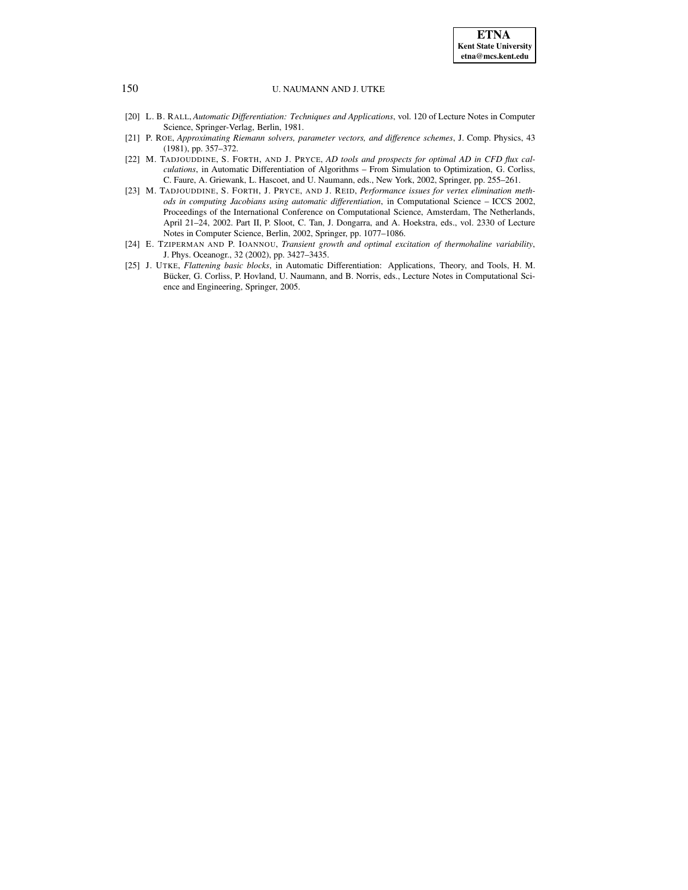[20] L. B. RALL, *Automatic Differentiation: Techniques and Applications*, vol. 120 of Lecture Notes in Computer Science, Springer-Verlag, Berlin, 1981.

[21] P. ROE, *Approximating Riemann solvers, parameter vectors, and difference schemes*, J. Comp. Physics, 43 (1981), pp. 357–372.

[22] M. TADJOUDDINE, S. FORTH, AND J. PRYCE, *AD tools and prospects for optimal AD in CFD flux calculations*, in Automatic Differentiation of Algorithms – From Simulation to Optimization, G. Corliss, C. Faure, A. Griewank, L. Hascoet, and U. Naumann, eds., New York, 2002, Springer, pp. 255–261.

[23] M. TADJOUDDINE, S. FORTH, J. PRYCE, AND J. REID, *Performance issues for vertex elimination methods in computing Jacobians using automatic differentiation*, in Computational Science – ICCS 2002, Proceedings of the International Conference on Computational Science, Amsterdam, The Netherlands, April 21–24, 2002. Part II, P. Sloot, C. Tan, J. Dongarra, and A. Hoekstra, eds., vol. 2330 of Lecture Notes in Computer Science, Berlin, 2002, Springer, pp. 1077–1086.

[24] E. TZIPERMAN AND P. IOANNOU, *Transient growth and optimal excitation of thermohaline variability*, J. Phys. Oceanogr., 32 (2002), pp. 3427–3435.

[25] J. UTKE, *Flattening basic blocks*, in Automatic Differentiation: Applications, Theory, and Tools, H. M. Bücker, G. Corliss, P. Hovland, U. Naumann, and B. Norris, eds., Lecture Notes in Computational Science and Engineering, Springer, 2005.